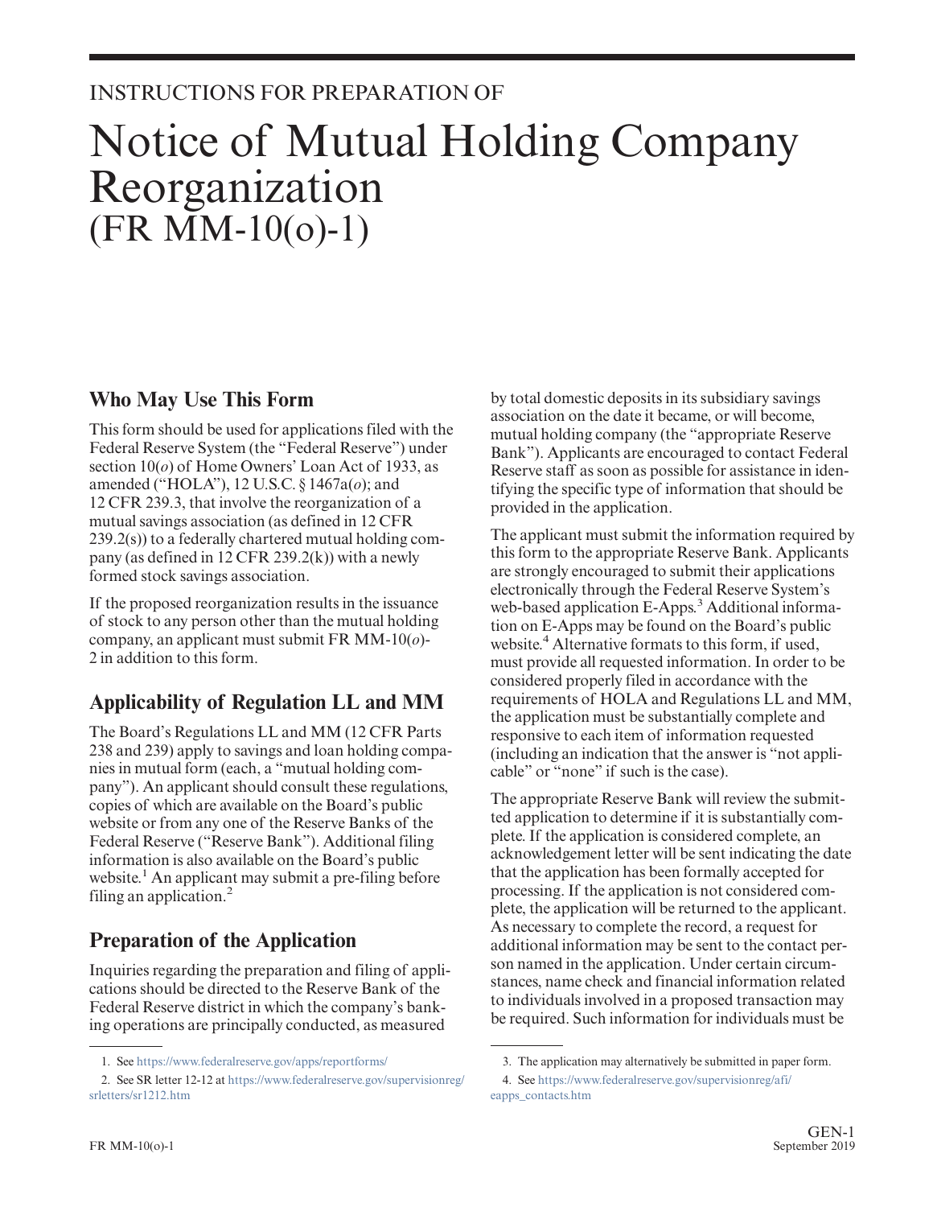INSTRUCTIONS FOR PREPARATION OF

# Notice of Mutual Holding Company Reorganization (FR MM-10(o)-1)

## Who May Use This Form

This form should be used for applications filed with the Federal Reserve System (the "Federal Reserve") under section 10(*o*) of Home Owners' Loan Act of 1933, as amended ("HOLA"), 12 U.S.C. § 1467a(*o*); and 12 CFR 239.3, that involve the reorganization of a mutual savings association (as defined in 12 CFR 239.2(s)) to a federally chartered mutual holding company (as defined in 12 CFR 239.2(k)) with a newly formed stock savings association.

If the proposed reorganization results in the issuance of stock to any person other than the mutual holding company, an applicant must submit FR MM-10(*o*)-2 in addition to this form.

## Applicability of Regulation LL and MM

The Board's Regulations LL and MM (12 CFR Parts 238 and 239) apply to savings and loan holding companies in mutual form (each, a "mutual holding company"). An applicant should consult these regulations, copies of which are available on the Board's public website or from any one of the Reserve Banks of the Federal Reserve ("Reserve Bank"). Additional filing information is also available on the Board's public website.[1] An applicant may submit a pre-filing before filing an application.[2]

## Preparation of the Application

Inquiries regarding the preparation and filing of applications should be directed to the Reserve Bank of the Federal Reserve district in which the company's banking operations are principally conducted, as measured by total domestic deposits in its subsidiary savings association on the date it became, or will become, mutual holding company (the "appropriate Reserve Bank"). Applicants are encouraged to contact Federal Reserve staff as soon as possible for assistance in identifying the specific type of information that should be provided in the application.

The applicant must submit the information required by this form to the appropriate Reserve Bank. Applicants are strongly encouraged to submit their applications electronically through the Federal Reserve System's web-based application E-Apps.[3] Additional information on E-Apps may be found on the Board's public website.[4] Alternative formats to this form, if used, must provide all requested information. In order to be considered properly filed in accordance with the requirements of HOLA and Regulations LL and MM, the application must be substantially complete and responsive to each item of information requested (including an indication that the answer is "not applicable" or "none" if such is the case).

The appropriate Reserve Bank will review the submitted application to determine if it is substantially complete. If the application is considered complete, an acknowledgement letter will be sent indicating the date that the application has been formally accepted for processing. If the application is not considered complete, the application will be returned to the applicant. As necessary to complete the record, a request for additional information may be sent to the contact person named in the application. Under certain circumstances, name check and financial information related to individuals involved in a proposed transaction may be required. Such information for individuals must be

1. See https://www.federalreserve.gov/apps/reportforms/

2. See SR letter 12-12 at https://www.federalreserve.gov/supervisionreg/srletters/sr1212.htm

3. The application may alternatively be submitted in paper form.

4. See https://www.federalreserve.gov/supervisionreg/afi/eapps_contacts.htm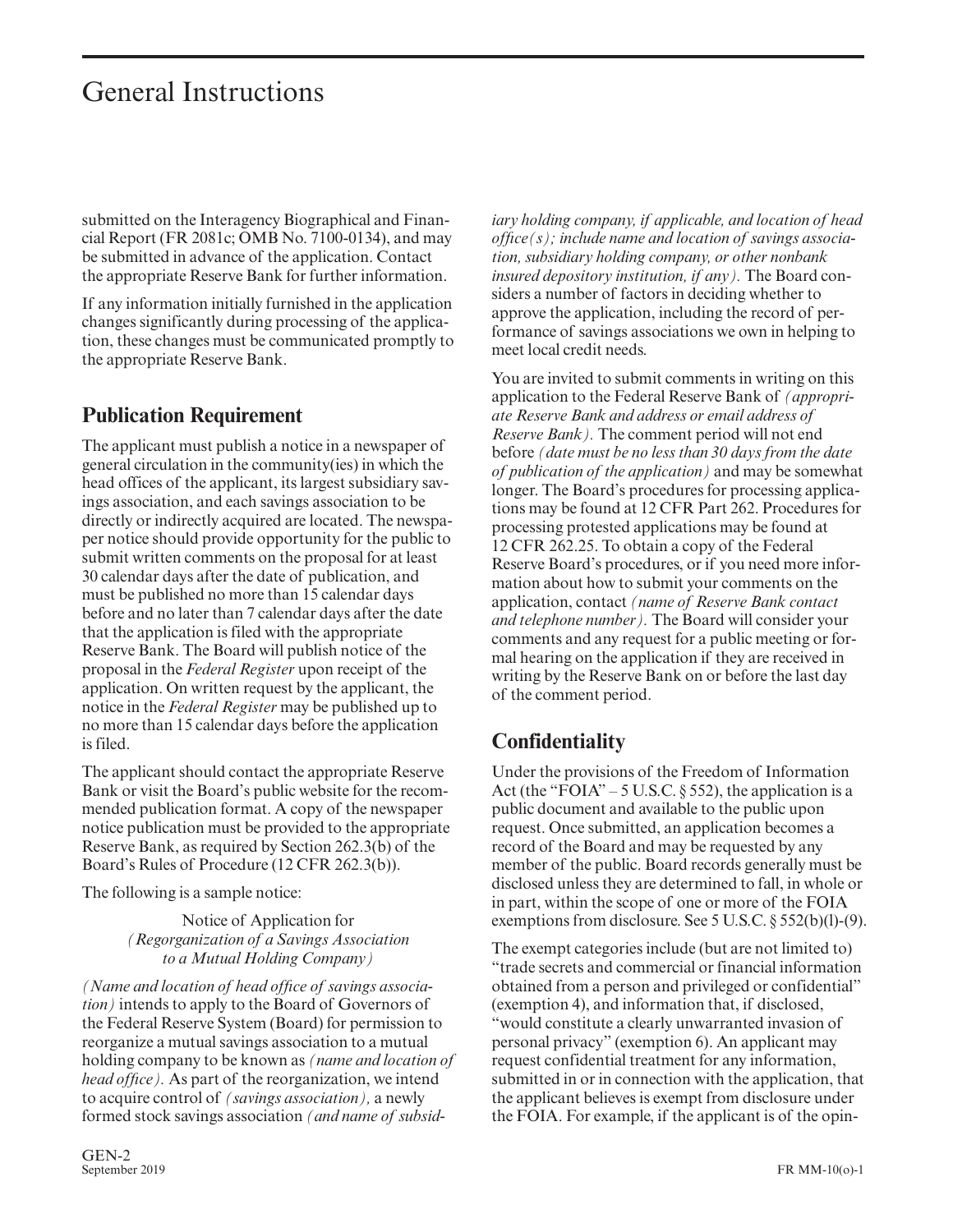# General Instructions

submitted on the Interagency Biographical and Financial Report (FR 2081c; OMB No. 7100-0134), and may be submitted in advance of the application. Contact the appropriate Reserve Bank for further information.

If any information initially furnished in the application changes significantly during processing of the application, these changes must be communicated promptly to the appropriate Reserve Bank.

## Publication Requirement

The applicant must publish a notice in a newspaper of general circulation in the community(ies) in which the head offices of the applicant, its largest subsidiary savings association, and each savings association to be directly or indirectly acquired are located. The newspaper notice should provide opportunity for the public to submit written comments on the proposal for at least 30 calendar days after the date of publication, and must be published no more than 15 calendar days before and no later than 7 calendar days after the date that the application is filed with the appropriate Reserve Bank. The Board will publish notice of the proposal in the *Federal Register* upon receipt of the application. On written request by the applicant, the notice in the *Federal Register* may be published up to no more than 15 calendar days before the application is filed.

The applicant should contact the appropriate Reserve Bank or visit the Board's public website for the recommended publication format. A copy of the newspaper notice publication must be provided to the appropriate Reserve Bank, as required by Section 262.3(b) of the Board's Rules of Procedure (12 CFR 262.3(b)).

The following is a sample notice:

Notice of Application for
*(Regorganization of a Savings Association to a Mutual Holding Company)*

*(Name and location of head office of savings association)* intends to apply to the Board of Governors of the Federal Reserve System (Board) for permission to reorganize a mutual savings association to a mutual holding company to be known as *(name and location of head office)*. As part of the reorganization, we intend to acquire control of *(savings association)*, a newly formed stock savings association *(and name of subsidiary holding company, if applicable, and location of head office(s); include name and location of savings association, subsidiary holding company, or other nonbank insured depository institution, if any)*. The Board considers a number of factors in deciding whether to approve the application, including the record of performance of savings associations we own in helping to meet local credit needs.

You are invited to submit comments in writing on this application to the Federal Reserve Bank of *(appropriate Reserve Bank and address or email address of Reserve Bank)*. The comment period will not end before *(date must be no less than 30 days from the date of publication of the application)* and may be somewhat longer. The Board's procedures for processing applications may be found at 12 CFR Part 262. Procedures for processing protested applications may be found at 12 CFR 262.25. To obtain a copy of the Federal Reserve Board's procedures, or if you need more information about how to submit your comments on the application, contact *(name of Reserve Bank contact and telephone number)*. The Board will consider your comments and any request for a public meeting or formal hearing on the application if they are received in writing by the Reserve Bank on or before the last day of the comment period.

## Confidentiality

Under the provisions of the Freedom of Information Act (the "FOIA" – 5 U.S.C. § 552), the application is a public document and available to the public upon request. Once submitted, an application becomes a record of the Board and may be requested by any member of the public. Board records generally must be disclosed unless they are determined to fall, in whole or in part, within the scope of one or more of the FOIA exemptions from disclosure. See 5 U.S.C. § 552(b)(l)-(9).

The exempt categories include (but are not limited to) "trade secrets and commercial or financial information obtained from a person and privileged or confidential" (exemption 4), and information that, if disclosed, "would constitute a clearly unwarranted invasion of personal privacy" (exemption 6). An applicant may request confidential treatment for any information, submitted in or in connection with the application, that the applicant believes is exempt from disclosure under the FOIA. For example, if the applicant is of the opin-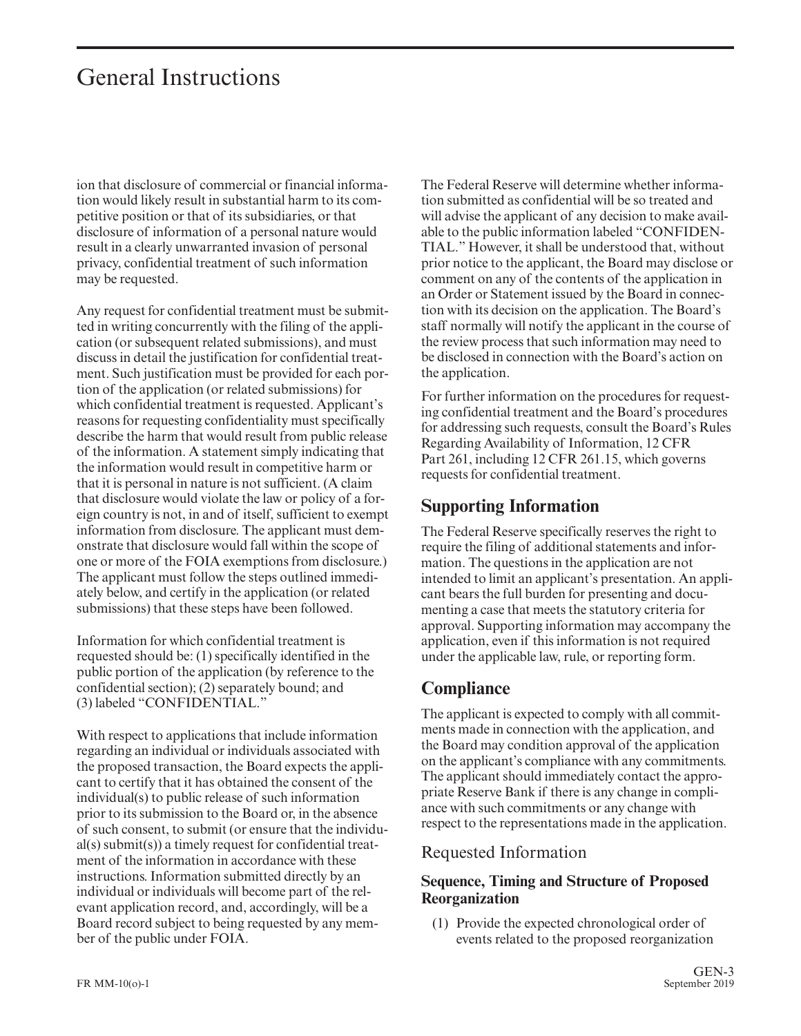ion that disclosure of commercial or financial information would likely result in substantial harm to its competitive position or that of its subsidiaries, or that disclosure of information of a personal nature would result in a clearly unwarranted invasion of personal privacy, confidential treatment of such information may be requested.

Any request for confidential treatment must be submitted in writing concurrently with the filing of the application (or subsequent related submissions), and must discuss in detail the justification for confidential treatment. Such justification must be provided for each portion of the application (or related submissions) for which confidential treatment is requested. Applicant's reasons for requesting confidentiality must specifically describe the harm that would result from public release of the information. A statement simply indicating that the information would result in competitive harm or that it is personal in nature is not sufficient. (A claim that disclosure would violate the law or policy of a foreign country is not, in and of itself, sufficient to exempt information from disclosure. The applicant must demonstrate that disclosure would fall within the scope of one or more of the FOIA exemptions from disclosure.) The applicant must follow the steps outlined immediately below, and certify in the application (or related submissions) that these steps have been followed.

Information for which confidential treatment is requested should be: (1) specifically identified in the public portion of the application (by reference to the confidential section); (2) separately bound; and (3) labeled "CONFIDENTIAL."

With respect to applications that include information regarding an individual or individuals associated with the proposed transaction, the Board expects the applicant to certify that it has obtained the consent of the individual(s) to public release of such information prior to its submission to the Board or, in the absence of such consent, to submit (or ensure that the individual(s) submit(s)) a timely request for confidential treatment of the information in accordance with these instructions. Information submitted directly by an individual or individuals will become part of the relevant application record, and, accordingly, will be a Board record subject to being requested by any member of the public under FOIA.

The Federal Reserve will determine whether information submitted as confidential will be so treated and will advise the applicant of any decision to make available to the public information labeled "CONFIDENTIAL." However, it shall be understood that, without prior notice to the applicant, the Board may disclose or comment on any of the contents of the application in an Order or Statement issued by the Board in connection with its decision on the application. The Board's staff normally will notify the applicant in the course of the review process that such information may need to be disclosed in connection with the Board's action on the application.

For further information on the procedures for requesting confidential treatment and the Board's procedures for addressing such requests, consult the Board's Rules Regarding Availability of Information, 12 CFR Part 261, including 12 CFR 261.15, which governs requests for confidential treatment.

## Supporting Information

The Federal Reserve specifically reserves the right to require the filing of additional statements and information. The questions in the application are not intended to limit an applicant's presentation. An applicant bears the full burden for presenting and documenting a case that meets the statutory criteria for approval. Supporting information may accompany the application, even if this information is not required under the applicable law, rule, or reporting form.

## Compliance

The applicant is expected to comply with all commitments made in connection with the application, and the Board may condition approval of the application on the applicant's compliance with any commitments. The applicant should immediately contact the appropriate Reserve Bank if there is any change in compliance with such commitments or any change with respect to the representations made in the application.

## Requested Information

### Sequence, Timing and Structure of Proposed Reorganization

(1) Provide the expected chronological order of events related to the proposed reorganization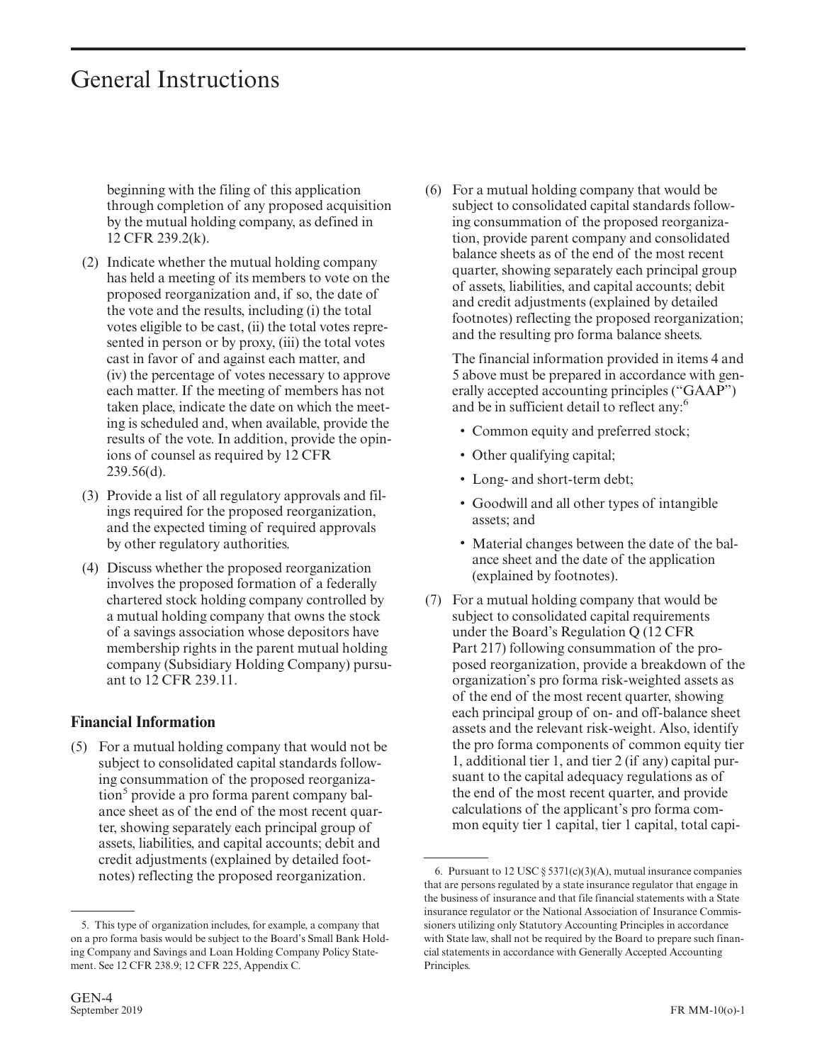beginning with the filing of this application through completion of any proposed acquisition by the mutual holding company, as defined in 12 CFR 239.2(k).

(2) Indicate whether the mutual holding company has held a meeting of its members to vote on the proposed reorganization and, if so, the date of the vote and the results, including (i) the total votes eligible to be cast, (ii) the total votes represented in person or by proxy, (iii) the total votes cast in favor of and against each matter, and (iv) the percentage of votes necessary to approve each matter. If the meeting of members has not taken place, indicate the date on which the meeting is scheduled and, when available, provide the results of the vote. In addition, provide the opinions of counsel as required by 12 CFR 239.56(d).

(3) Provide a list of all regulatory approvals and filings required for the proposed reorganization, and the expected timing of required approvals by other regulatory authorities.

(4) Discuss whether the proposed reorganization involves the proposed formation of a federally chartered stock holding company controlled by a mutual holding company that owns the stock of a savings association whose depositors have membership rights in the parent mutual holding company (Subsidiary Holding Company) pursuant to 12 CFR 239.11.

### Financial Information

(5) For a mutual holding company that would not be subject to consolidated capital standards following consummation of the proposed reorganization[5] provide a pro forma parent company balance sheet as of the end of the most recent quarter, showing separately each principal group of assets, liabilities, and capital accounts; debit and credit adjustments (explained by detailed footnotes) reflecting the proposed reorganization.

(6) For a mutual holding company that would be subject to consolidated capital standards following consummation of the proposed reorganization, provide parent company and consolidated balance sheets as of the end of the most recent quarter, showing separately each principal group of assets, liabilities, and capital accounts; debit and credit adjustments (explained by detailed footnotes) reflecting the proposed reorganization; and the resulting pro forma balance sheets.

The financial information provided in items 4 and 5 above must be prepared in accordance with generally accepted accounting principles ("GAAP") and be in sufficient detail to reflect any:[6]

- Common equity and preferred stock;
- Other qualifying capital;
- Long- and short-term debt;
- Goodwill and all other types of intangible assets; and
- Material changes between the date of the balance sheet and the date of the application (explained by footnotes).

(7) For a mutual holding company that would be subject to consolidated capital requirements under the Board's Regulation Q (12 CFR Part 217) following consummation of the proposed reorganization, provide a breakdown of the organization's pro forma risk-weighted assets as of the end of the most recent quarter, showing each principal group of on- and off-balance sheet assets and the relevant risk-weight. Also, identify the pro forma components of common equity tier 1, additional tier 1, and tier 2 (if any) capital pursuant to the capital adequacy regulations as of the end of the most recent quarter, and provide calculations of the applicant's pro forma common equity tier 1 capital, tier 1 capital, total capi-

---

5. This type of organization includes, for example, a company that on a pro forma basis would be subject to the Board's Small Bank Holding Company and Savings and Loan Holding Company Policy Statement. See 12 CFR 238.9; 12 CFR 225, Appendix C.

6. Pursuant to 12 USC § 5371(c)(3)(A), mutual insurance companies that are persons regulated by a state insurance regulator that engage in the business of insurance and that file financial statements with a State insurance regulator or the National Association of Insurance Commissioners utilizing only Statutory Accounting Principles in accordance with State law, shall not be required by the Board to prepare such financial statements in accordance with Generally Accepted Accounting Principles.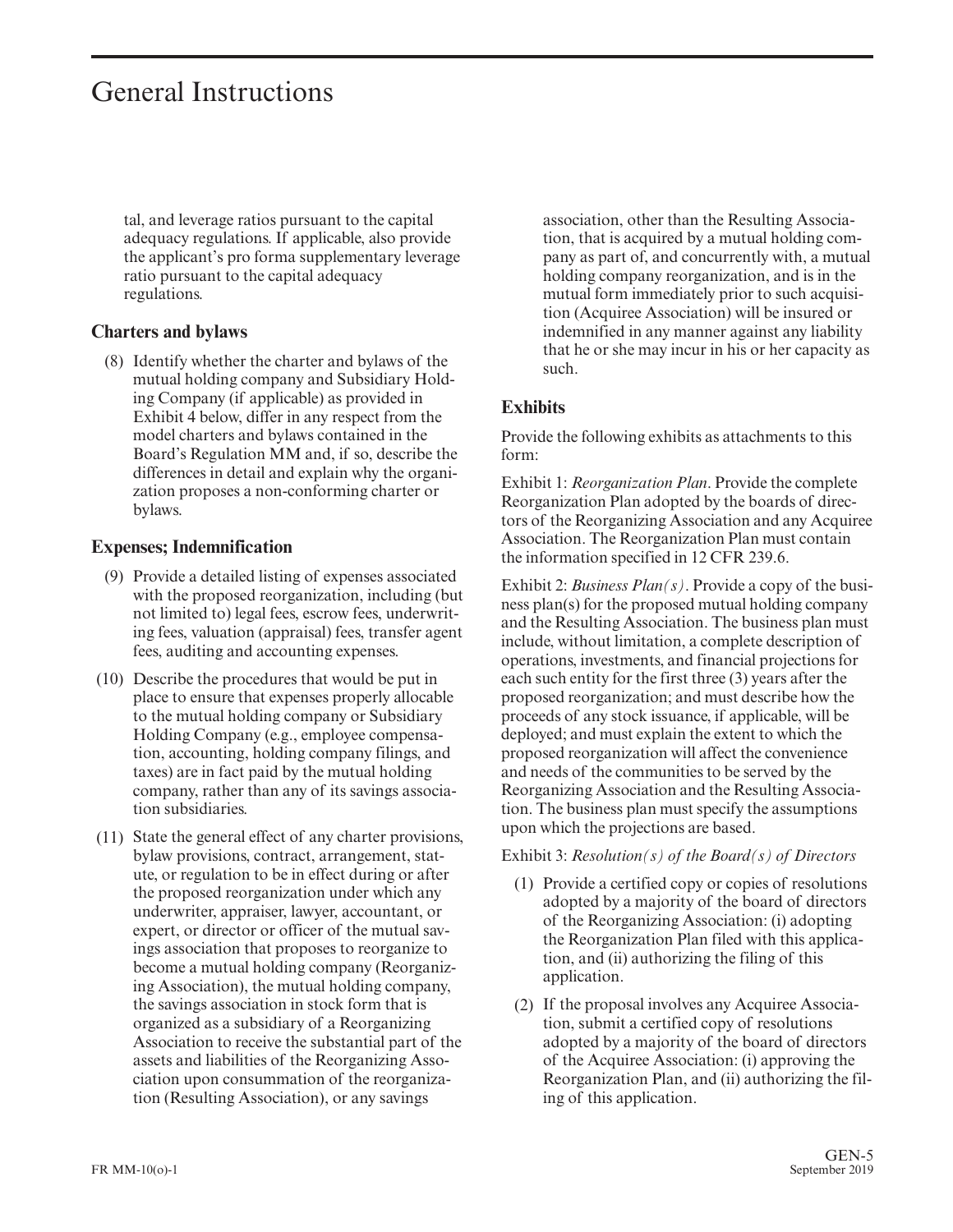tal, and leverage ratios pursuant to the capital adequacy regulations. If applicable, also provide the applicant's pro forma supplementary leverage ratio pursuant to the capital adequacy regulations.

### Charters and bylaws

(8) Identify whether the charter and bylaws of the mutual holding company and Subsidiary Holding Company (if applicable) as provided in Exhibit 4 below, differ in any respect from the model charters and bylaws contained in the Board's Regulation MM and, if so, describe the differences in detail and explain why the organization proposes a non-conforming charter or bylaws.

### Expenses; Indemnification

(9) Provide a detailed listing of expenses associated with the proposed reorganization, including (but not limited to) legal fees, escrow fees, underwriting fees, valuation (appraisal) fees, transfer agent fees, auditing and accounting expenses.

(10) Describe the procedures that would be put in place to ensure that expenses properly allocable to the mutual holding company or Subsidiary Holding Company (e.g., employee compensation, accounting, holding company filings, and taxes) are in fact paid by the mutual holding company, rather than any of its savings association subsidiaries.

(11) State the general effect of any charter provisions, bylaw provisions, contract, arrangement, statute, or regulation to be in effect during or after the proposed reorganization under which any underwriter, appraiser, lawyer, accountant, or expert, or director or officer of the mutual savings association that proposes to reorganize to become a mutual holding company (Reorganizing Association), the mutual holding company, the savings association in stock form that is organized as a subsidiary of a Reorganizing Association to receive the substantial part of the assets and liabilities of the Reorganizing Association upon consummation of the reorganization (Resulting Association), or any savings association, other than the Resulting Association, that is acquired by a mutual holding company as part of, and concurrently with, a mutual holding company reorganization, and is in the mutual form immediately prior to such acquisition (Acquiree Association) will be insured or indemnified in any manner against any liability that he or she may incur in his or her capacity as such.

### Exhibits

Provide the following exhibits as attachments to this form:

Exhibit 1: *Reorganization Plan*. Provide the complete Reorganization Plan adopted by the boards of directors of the Reorganizing Association and any Acquiree Association. The Reorganization Plan must contain the information specified in 12 CFR 239.6.

Exhibit 2: *Business Plan(s)*. Provide a copy of the business plan(s) for the proposed mutual holding company and the Resulting Association. The business plan must include, without limitation, a complete description of operations, investments, and financial projections for each such entity for the first three (3) years after the proposed reorganization; and must describe how the proceeds of any stock issuance, if applicable, will be deployed; and must explain the extent to which the proposed reorganization will affect the convenience and needs of the communities to be served by the Reorganizing Association and the Resulting Association. The business plan must specify the assumptions upon which the projections are based.

Exhibit 3: *Resolution(s) of the Board(s) of Directors*

(1) Provide a certified copy or copies of resolutions adopted by a majority of the board of directors of the Reorganizing Association: (i) adopting the Reorganization Plan filed with this application, and (ii) authorizing the filing of this application.

(2) If the proposal involves any Acquiree Association, submit a certified copy of resolutions adopted by a majority of the board of directors of the Acquiree Association: (i) approving the Reorganization Plan, and (ii) authorizing the filing of this application.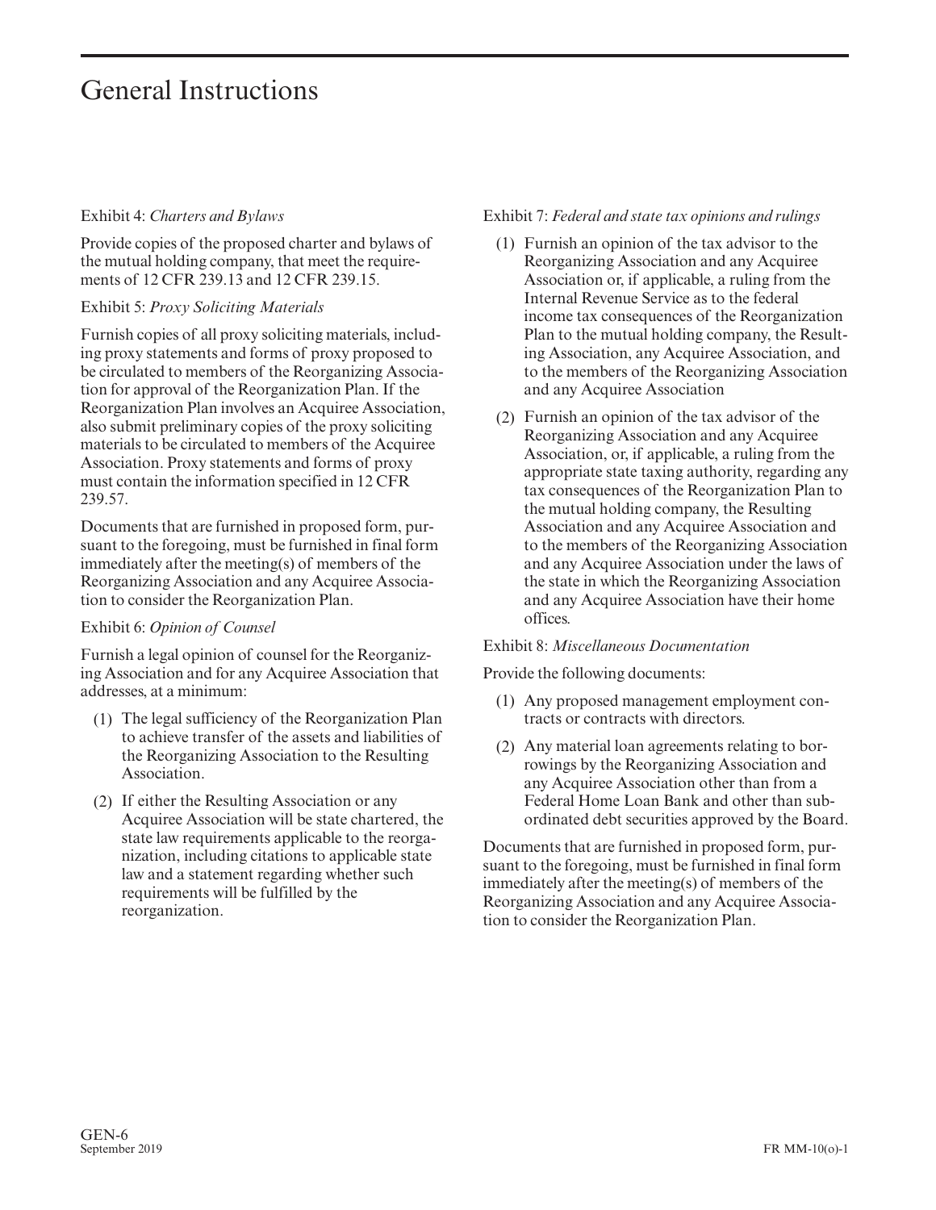# General Instructions

Exhibit 4: *Charters and Bylaws*

Provide copies of the proposed charter and bylaws of the mutual holding company, that meet the requirements of 12 CFR 239.13 and 12 CFR 239.15.

Exhibit 5: *Proxy Soliciting Materials*

Furnish copies of all proxy soliciting materials, including proxy statements and forms of proxy proposed to be circulated to members of the Reorganizing Association for approval of the Reorganization Plan. If the Reorganization Plan involves an Acquiree Association, also submit preliminary copies of the proxy soliciting materials to be circulated to members of the Acquiree Association. Proxy statements and forms of proxy must contain the information specified in 12 CFR 239.57.

Documents that are furnished in proposed form, pursuant to the foregoing, must be furnished in final form immediately after the meeting(s) of members of the Reorganizing Association and any Acquiree Association to consider the Reorganization Plan.

Exhibit 6: *Opinion of Counsel*

Furnish a legal opinion of counsel for the Reorganizing Association and for any Acquiree Association that addresses, at a minimum:

(1) The legal sufficiency of the Reorganization Plan to achieve transfer of the assets and liabilities of the Reorganizing Association to the Resulting Association.

(2) If either the Resulting Association or any Acquiree Association will be state chartered, the state law requirements applicable to the reorganization, including citations to applicable state law and a statement regarding whether such requirements will be fulfilled by the reorganization.

Exhibit 7: *Federal and state tax opinions and rulings*

(1) Furnish an opinion of the tax advisor to the Reorganizing Association and any Acquiree Association or, if applicable, a ruling from the Internal Revenue Service as to the federal income tax consequences of the Reorganization Plan to the mutual holding company, the Resulting Association, any Acquiree Association, and to the members of the Reorganizing Association and any Acquiree Association

(2) Furnish an opinion of the tax advisor of the Reorganizing Association and any Acquiree Association, or, if applicable, a ruling from the appropriate state taxing authority, regarding any tax consequences of the Reorganization Plan to the mutual holding company, the Resulting Association and any Acquiree Association and to the members of the Reorganizing Association and any Acquiree Association under the laws of the state in which the Reorganizing Association and any Acquiree Association have their home offices.

Exhibit 8: *Miscellaneous Documentation*

Provide the following documents:

(1) Any proposed management employment contracts or contracts with directors.

(2) Any material loan agreements relating to borrowings by the Reorganizing Association and any Acquiree Association other than from a Federal Home Loan Bank and other than subordinated debt securities approved by the Board.

Documents that are furnished in proposed form, pursuant to the foregoing, must be furnished in final form immediately after the meeting(s) of members of the Reorganizing Association and any Acquiree Association to consider the Reorganization Plan.